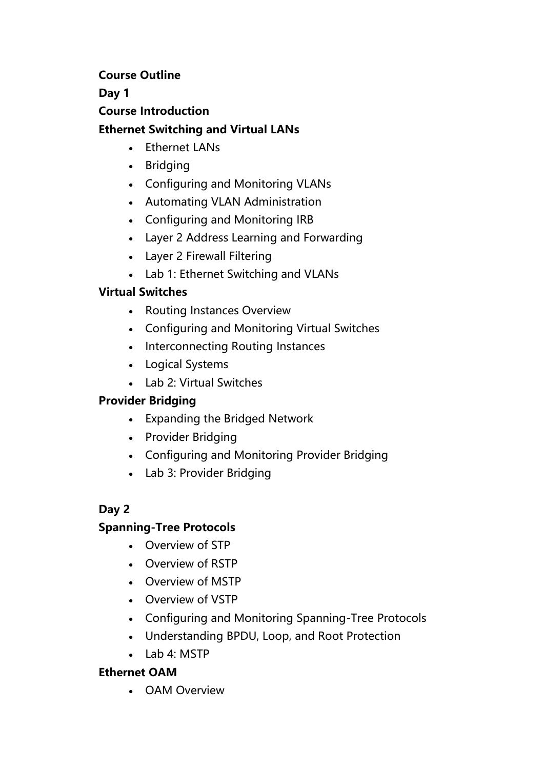**Course Outline**

**Day 1**

**Course Introduction**

**Ethernet Switching and Virtual LANs**

- Ethernet LANs
- Bridging
- Configuring and Monitoring VLANs
- Automating VLAN Administration
- Configuring and Monitoring IRB
- Layer 2 Address Learning and Forwarding
- Layer 2 Firewall Filtering
- Lab 1: Ethernet Switching and VLANs

**Virtual Switches**

- Routing Instances Overview
- Configuring and Monitoring Virtual Switches
- Interconnecting Routing Instances
- Logical Systems
- Lab 2: Virtual Switches

**Provider Bridging**

- Expanding the Bridged Network
- Provider Bridging
- Configuring and Monitoring Provider Bridging
- Lab 3: Provider Bridging

**Day 2**

**Spanning-Tree Protocols**

- Overview of STP
- Overview of RSTP
- Overview of MSTP
- Overview of VSTP
- Configuring and Monitoring Spanning-Tree Protocols
- Understanding BPDU, Loop, and Root Protection
- Lab 4: MSTP

**Ethernet OAM**

- OAM Overview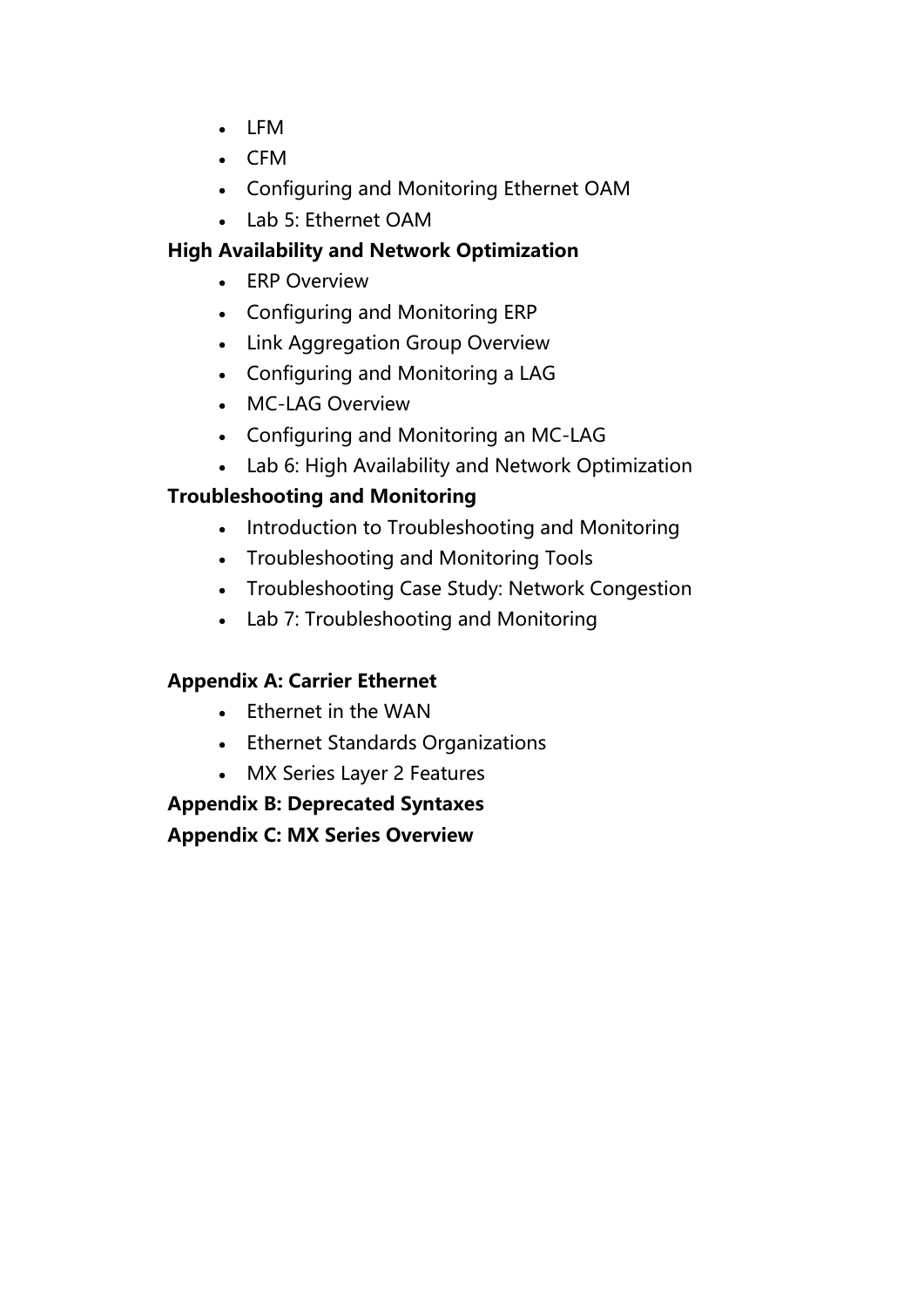- LFM
- CFM
- Configuring and Monitoring Ethernet OAM
- Lab 5: Ethernet OAM

**High Availability and Network Optimization**

- ERP Overview
- Configuring and Monitoring ERP
- Link Aggregation Group Overview
- Configuring and Monitoring a LAG
- MC-LAG Overview
- Configuring and Monitoring an MC-LAG
- Lab 6: High Availability and Network Optimization

**Troubleshooting and Monitoring**

- Introduction to Troubleshooting and Monitoring
- Troubleshooting and Monitoring Tools
- Troubleshooting Case Study: Network Congestion
- Lab 7: Troubleshooting and Monitoring

**Appendix A: Carrier Ethernet**

- Ethernet in the WAN
- Ethernet Standards Organizations
- MX Series Layer 2 Features

**Appendix B: Deprecated Syntaxes**

**Appendix C: MX Series Overview**